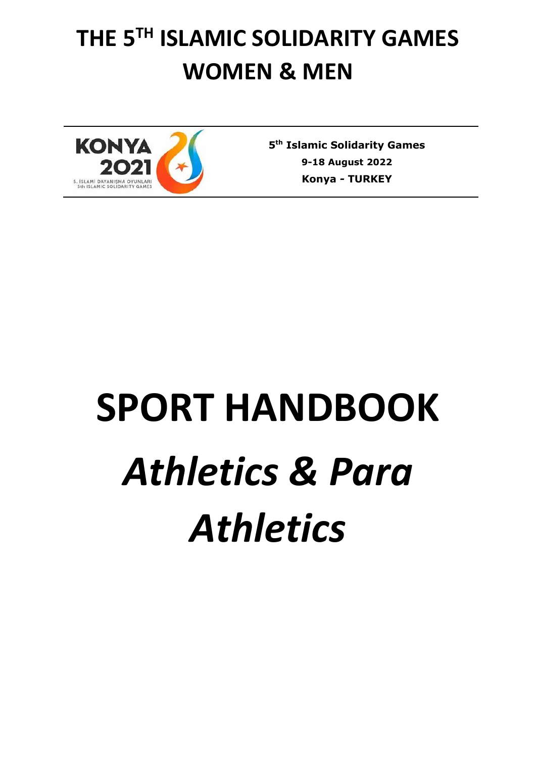# THE 5TH ISLAMIC SOLIDARITY GAMES WOMEN & MEN

KONYA 2021
5. İSLAMİ DAYANIŞMA OYUNLARI
5th ISLAMIC SOLIDARITY GAMES

**5th Islamic Solidarity Games**
**9-18 August 2022**
**Konya - TURKEY**

# SPORT HANDBOOK

# *Athletics & Para Athletics*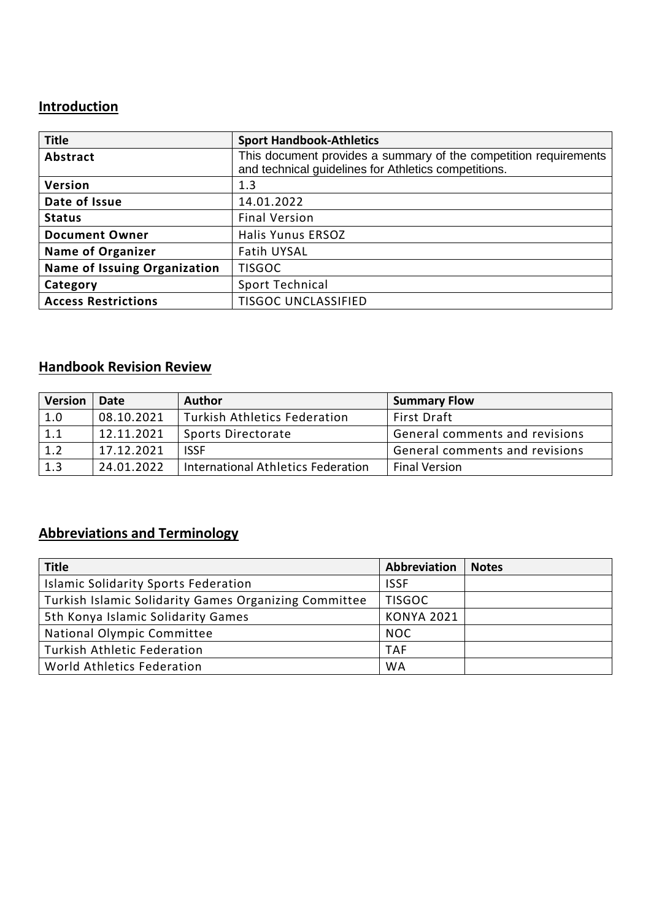## Introduction

| Title | Sport Handbook-Athletics |
|---|---|
| Abstract | This document provides a summary of the competition requirements and technical guidelines for Athletics competitions. |
| Version | 1.3 |
| Date of Issue | 14.01.2022 |
| Status | Final Version |
| Document Owner | Halis Yunus ERSOZ |
| Name of Organizer | Fatih UYSAL |
| Name of Issuing Organization | TISGOC |
| Category | Sport Technical |
| Access Restrictions | TISGOC UNCLASSIFIED |

## Handbook Revision Review

| Version | Date | Author | Summary Flow |
|---|---|---|---|
| 1.0 | 08.10.2021 | Turkish Athletics Federation | First Draft |
| 1.1 | 12.11.2021 | Sports Directorate | General comments and revisions |
| 1.2 | 17.12.2021 | ISSF | General comments and revisions |
| 1.3 | 24.01.2022 | International Athletics Federation | Final Version |

## Abbreviations and Terminology

| Title | Abbreviation | Notes |
|---|---|---|
| Islamic Solidarity Sports Federation | ISSF | |
| Turkish Islamic Solidarity Games Organizing Committee | TISGOC | |
| 5th Konya Islamic Solidarity Games | KONYA 2021 | |
| National Olympic Committee | NOC | |
| Turkish Athletic Federation | TAF | |
| World Athletics Federation | WA | |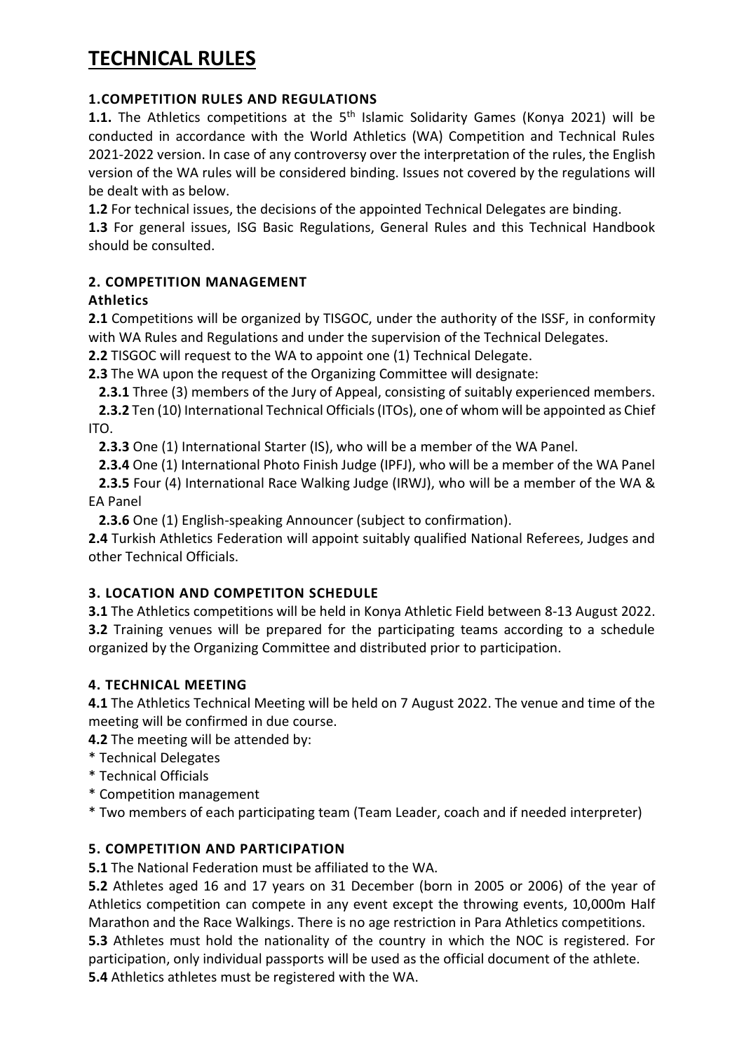# TECHNICAL RULES

### 1.COMPETITION RULES AND REGULATIONS

**1.1.** The Athletics competitions at the 5th Islamic Solidarity Games (Konya 2021) will be conducted in accordance with the World Athletics (WA) Competition and Technical Rules 2021-2022 version. In case of any controversy over the interpretation of the rules, the English version of the WA rules will be considered binding. Issues not covered by the regulations will be dealt with as below.

**1.2** For technical issues, the decisions of the appointed Technical Delegates are binding.

**1.3** For general issues, ISG Basic Regulations, General Rules and this Technical Handbook should be consulted.

### 2. COMPETITION MANAGEMENT

**Athletics**

**2.1** Competitions will be organized by TISGOC, under the authority of the ISSF, in conformity with WA Rules and Regulations and under the supervision of the Technical Delegates.

**2.2** TISGOC will request to the WA to appoint one (1) Technical Delegate.

**2.3** The WA upon the request of the Organizing Committee will designate:

**2.3.1** Three (3) members of the Jury of Appeal, consisting of suitably experienced members.

**2.3.2** Ten (10) International Technical Officials (ITOs), one of whom will be appointed as Chief ITO.

**2.3.3** One (1) International Starter (IS), who will be a member of the WA Panel.

**2.3.4** One (1) International Photo Finish Judge (IPFJ), who will be a member of the WA Panel

**2.3.5** Four (4) International Race Walking Judge (IRWJ), who will be a member of the WA & EA Panel

**2.3.6** One (1) English-speaking Announcer (subject to confirmation).

**2.4** Turkish Athletics Federation will appoint suitably qualified National Referees, Judges and other Technical Officials.

### 3. LOCATION AND COMPETITON SCHEDULE

**3.1** The Athletics competitions will be held in Konya Athletic Field between 8-13 August 2022.

**3.2** Training venues will be prepared for the participating teams according to a schedule organized by the Organizing Committee and distributed prior to participation.

### 4. TECHNICAL MEETING

**4.1** The Athletics Technical Meeting will be held on 7 August 2022. The venue and time of the meeting will be confirmed in due course.

**4.2** The meeting will be attended by:

* Technical Delegates
* Technical Officials
* Competition management
* Two members of each participating team (Team Leader, coach and if needed interpreter)

### 5. COMPETITION AND PARTICIPATION

**5.1** The National Federation must be affiliated to the WA.

**5.2** Athletes aged 16 and 17 years on 31 December (born in 2005 or 2006) of the year of Athletics competition can compete in any event except the throwing events, 10,000m Half Marathon and the Race Walkings. There is no age restriction in Para Athletics competitions.

**5.3** Athletes must hold the nationality of the country in which the NOC is registered. For participation, only individual passports will be used as the official document of the athlete.

**5.4** Athletics athletes must be registered with the WA.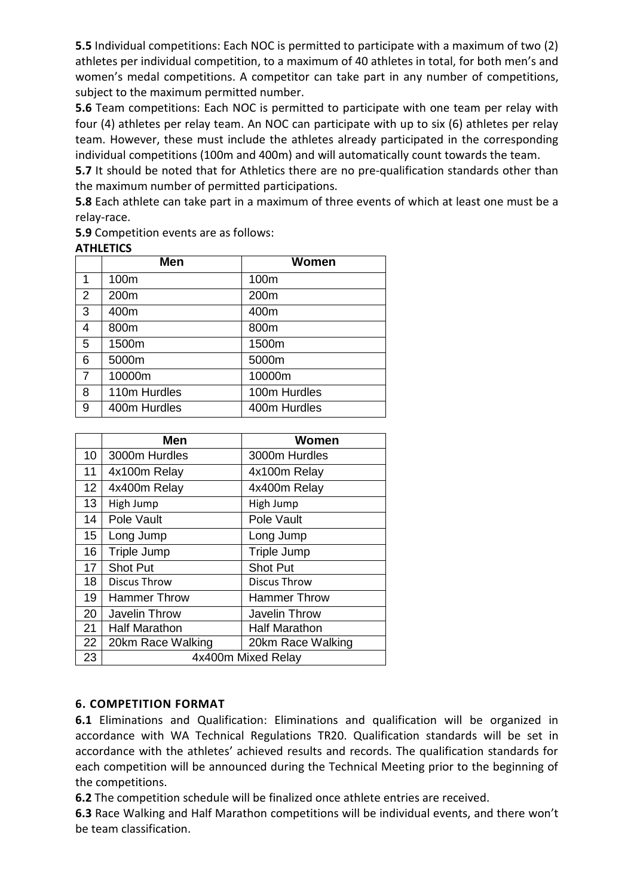**5.5** Individual competitions: Each NOC is permitted to participate with a maximum of two (2) athletes per individual competition, to a maximum of 40 athletes in total, for both men's and women's medal competitions. A competitor can take part in any number of competitions, subject to the maximum permitted number.

**5.6** Team competitions: Each NOC is permitted to participate with one team per relay with four (4) athletes per relay team. An NOC can participate with up to six (6) athletes per relay team. However, these must include the athletes already participated in the corresponding individual competitions (100m and 400m) and will automatically count towards the team.

**5.7** It should be noted that for Athletics there are no pre-qualification standards other than the maximum number of permitted participations.

**5.8** Each athlete can take part in a maximum of three events of which at least one must be a relay-race.

**5.9** Competition events are as follows:

**ATHLETICS**

| | Men | Women |
|---|---|---|
| 1 | 100m | 100m |
| 2 | 200m | 200m |
| 3 | 400m | 400m |
| 4 | 800m | 800m |
| 5 | 1500m | 1500m |
| 6 | 5000m | 5000m |
| 7 | 10000m | 10000m |
| 8 | 110m Hurdles | 100m Hurdles |
| 9 | 400m Hurdles | 400m Hurdles |
| 10 | 3000m Hurdles | 3000m Hurdles |
| 11 | 4x100m Relay | 4x100m Relay |
| 12 | 4x400m Relay | 4x400m Relay |
| 13 | High Jump | High Jump |
| 14 | Pole Vault | Pole Vault |
| 15 | Long Jump | Long Jump |
| 16 | Triple Jump | Triple Jump |
| 17 | Shot Put | Shot Put |
| 18 | Discus Throw | Discus Throw |
| 19 | Hammer Throw | Hammer Throw |
| 20 | Javelin Throw | Javelin Throw |
| 21 | Half Marathon | Half Marathon |
| 22 | 20km Race Walking | 20km Race Walking |
| 23 | 4x400m Mixed Relay | |

## 6. COMPETITION FORMAT

**6.1** Eliminations and Qualification: Eliminations and qualification will be organized in accordance with WA Technical Regulations TR20. Qualification standards will be set in accordance with the athletes' achieved results and records. The qualification standards for each competition will be announced during the Technical Meeting prior to the beginning of the competitions.

**6.2** The competition schedule will be finalized once athlete entries are received.

**6.3** Race Walking and Half Marathon competitions will be individual events, and there won't be team classification.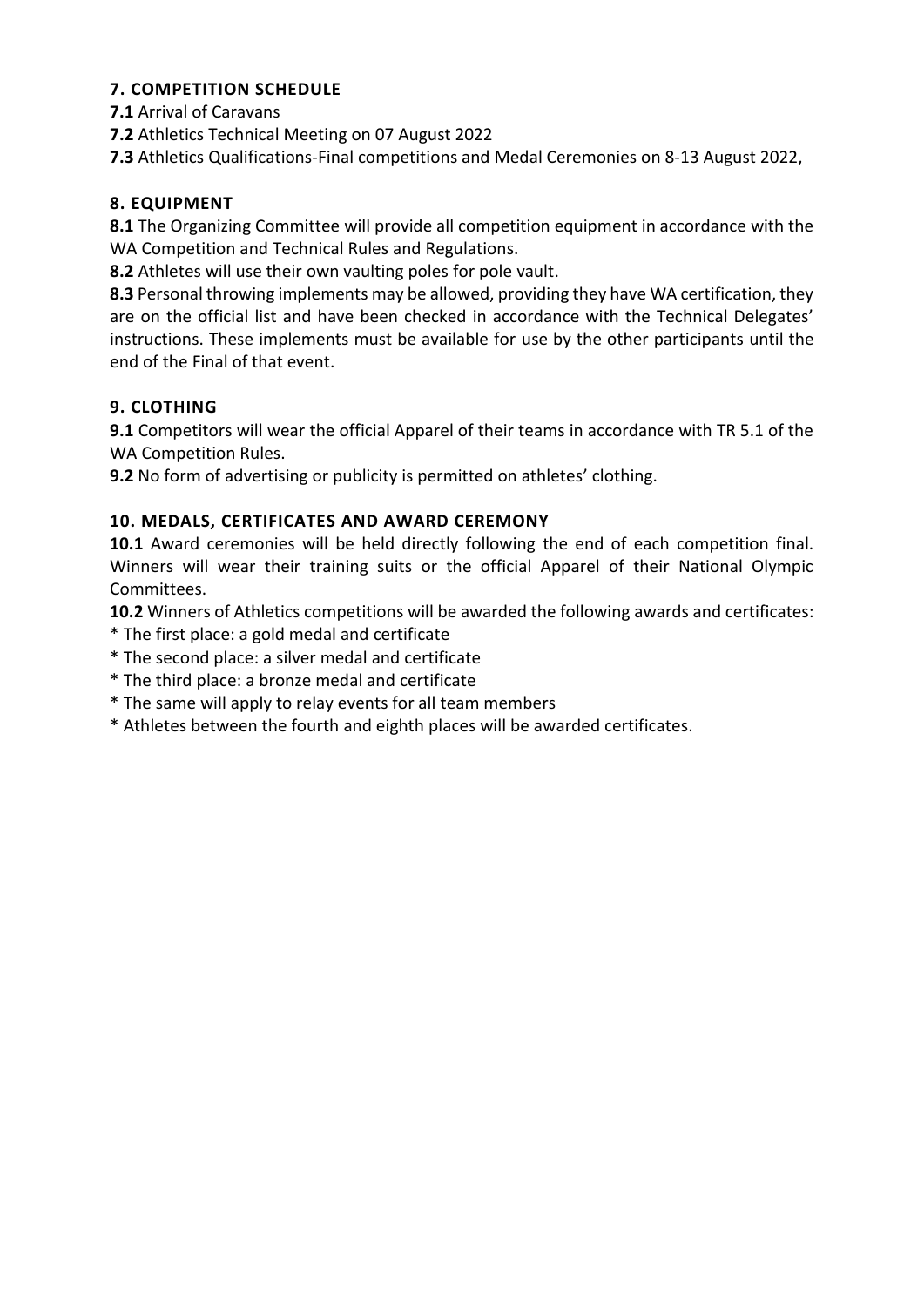## 7. COMPETITION SCHEDULE

**7.1** Arrival of Caravans

**7.2** Athletics Technical Meeting on 07 August 2022

**7.3** Athletics Qualifications-Final competitions and Medal Ceremonies on 8-13 August 2022,

## 8. EQUIPMENT

**8.1** The Organizing Committee will provide all competition equipment in accordance with the WA Competition and Technical Rules and Regulations.

**8.2** Athletes will use their own vaulting poles for pole vault.

**8.3** Personal throwing implements may be allowed, providing they have WA certification, they are on the official list and have been checked in accordance with the Technical Delegates' instructions. These implements must be available for use by the other participants until the end of the Final of that event.

## 9. CLOTHING

**9.1** Competitors will wear the official Apparel of their teams in accordance with TR 5.1 of the WA Competition Rules.

**9.2** No form of advertising or publicity is permitted on athletes' clothing.

## 10. MEDALS, CERTIFICATES AND AWARD CEREMONY

**10.1** Award ceremonies will be held directly following the end of each competition final. Winners will wear their training suits or the official Apparel of their National Olympic Committees.

**10.2** Winners of Athletics competitions will be awarded the following awards and certificates:

* The first place: a gold medal and certificate
* The second place: a silver medal and certificate
* The third place: a bronze medal and certificate
* The same will apply to relay events for all team members
* Athletes between the fourth and eighth places will be awarded certificates.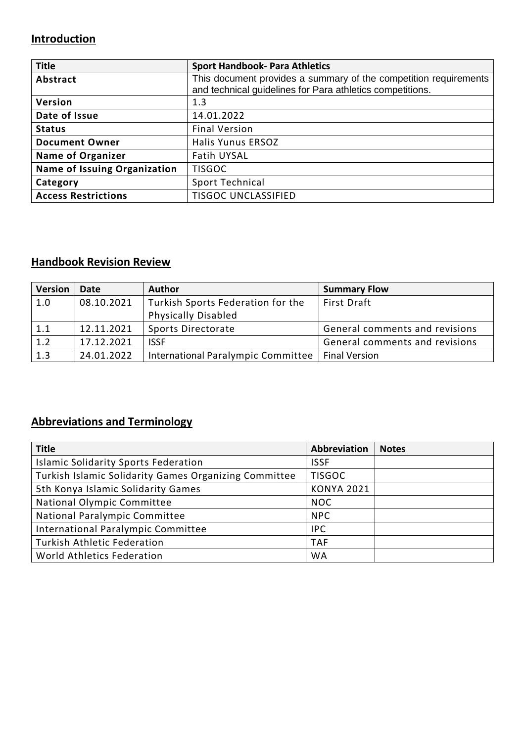## Introduction

| Title | Sport Handbook- Para Athletics |
|---|---|
| Abstract | This document provides a summary of the competition requirements and technical guidelines for Para athletics competitions. |
| Version | 1.3 |
| Date of Issue | 14.01.2022 |
| Status | Final Version |
| Document Owner | Halis Yunus ERSOZ |
| Name of Organizer | Fatih UYSAL |
| Name of Issuing Organization | TISGOC |
| Category | Sport Technical |
| Access Restrictions | TISGOC UNCLASSIFIED |

## Handbook Revision Review

| Version | Date | Author | Summary Flow |
|---|---|---|---|
| 1.0 | 08.10.2021 | Turkish Sports Federation for the Physically Disabled | First Draft |
| 1.1 | 12.11.2021 | Sports Directorate | General comments and revisions |
| 1.2 | 17.12.2021 | ISSF | General comments and revisions |
| 1.3 | 24.01.2022 | International Paralympic Committee | Final Version |

## Abbreviations and Terminology

| Title | Abbreviation | Notes |
|---|---|---|
| Islamic Solidarity Sports Federation | ISSF | |
| Turkish Islamic Solidarity Games Organizing Committee | TISGOC | |
| 5th Konya Islamic Solidarity Games | KONYA 2021 | |
| National Olympic Committee | NOC | |
| National Paralympic Committee | NPC | |
| International Paralympic Committee | IPC | |
| Turkish Athletic Federation | TAF | |
| World Athletics Federation | WA | |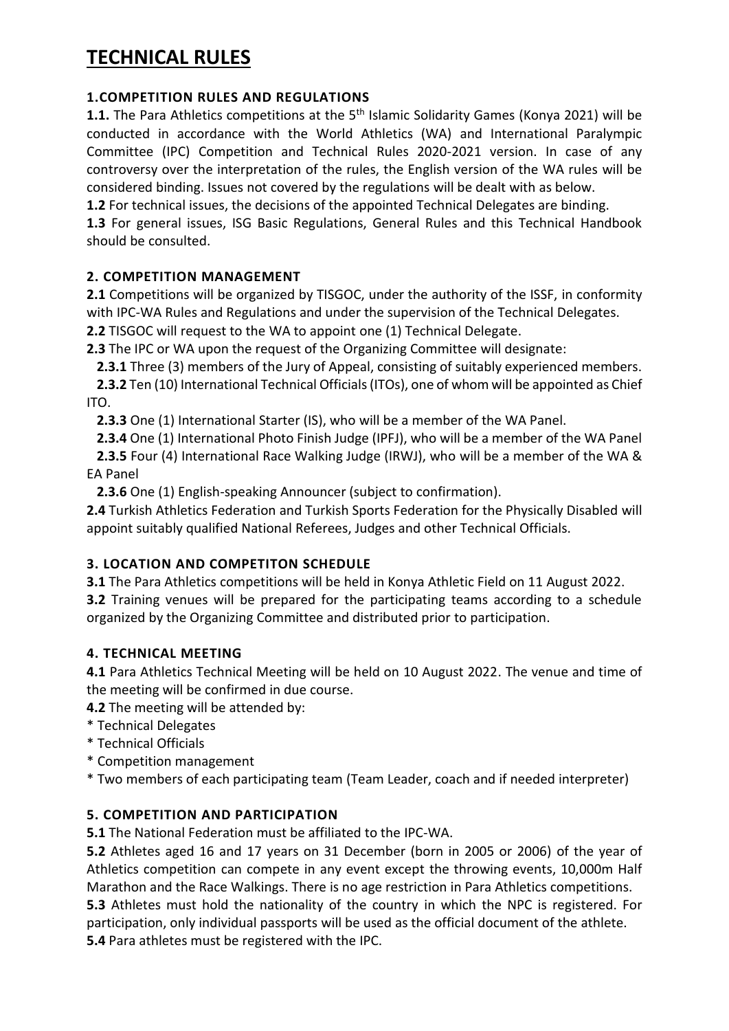# TECHNICAL RULES

### 1.COMPETITION RULES AND REGULATIONS

**1.1.** The Para Athletics competitions at the 5th Islamic Solidarity Games (Konya 2021) will be conducted in accordance with the World Athletics (WA) and International Paralympic Committee (IPC) Competition and Technical Rules 2020-2021 version. In case of any controversy over the interpretation of the rules, the English version of the WA rules will be considered binding. Issues not covered by the regulations will be dealt with as below.

**1.2** For technical issues, the decisions of the appointed Technical Delegates are binding.

**1.3** For general issues, ISG Basic Regulations, General Rules and this Technical Handbook should be consulted.

### 2. COMPETITION MANAGEMENT

**2.1** Competitions will be organized by TISGOC, under the authority of the ISSF, in conformity with IPC-WA Rules and Regulations and under the supervision of the Technical Delegates.

**2.2** TISGOC will request to the WA to appoint one (1) Technical Delegate.

**2.3** The IPC or WA upon the request of the Organizing Committee will designate:

**2.3.1** Three (3) members of the Jury of Appeal, consisting of suitably experienced members.

**2.3.2** Ten (10) International Technical Officials (ITOs), one of whom will be appointed as Chief ITO.

**2.3.3** One (1) International Starter (IS), who will be a member of the WA Panel.

**2.3.4** One (1) International Photo Finish Judge (IPFJ), who will be a member of the WA Panel

**2.3.5** Four (4) International Race Walking Judge (IRWJ), who will be a member of the WA & EA Panel

**2.3.6** One (1) English-speaking Announcer (subject to confirmation).

**2.4** Turkish Athletics Federation and Turkish Sports Federation for the Physically Disabled will appoint suitably qualified National Referees, Judges and other Technical Officials.

### 3. LOCATION AND COMPETITON SCHEDULE

**3.1** The Para Athletics competitions will be held in Konya Athletic Field on 11 August 2022.

**3.2** Training venues will be prepared for the participating teams according to a schedule organized by the Organizing Committee and distributed prior to participation.

### 4. TECHNICAL MEETING

**4.1** Para Athletics Technical Meeting will be held on 10 August 2022. The venue and time of the meeting will be confirmed in due course.

**4.2** The meeting will be attended by:

* Technical Delegates
* Technical Officials
* Competition management
* Two members of each participating team (Team Leader, coach and if needed interpreter)

### 5. COMPETITION AND PARTICIPATION

**5.1** The National Federation must be affiliated to the IPC-WA.

**5.2** Athletes aged 16 and 17 years on 31 December (born in 2005 or 2006) of the year of Athletics competition can compete in any event except the throwing events, 10,000m Half Marathon and the Race Walkings. There is no age restriction in Para Athletics competitions.

**5.3** Athletes must hold the nationality of the country in which the NPC is registered. For participation, only individual passports will be used as the official document of the athlete.

**5.4** Para athletes must be registered with the IPC.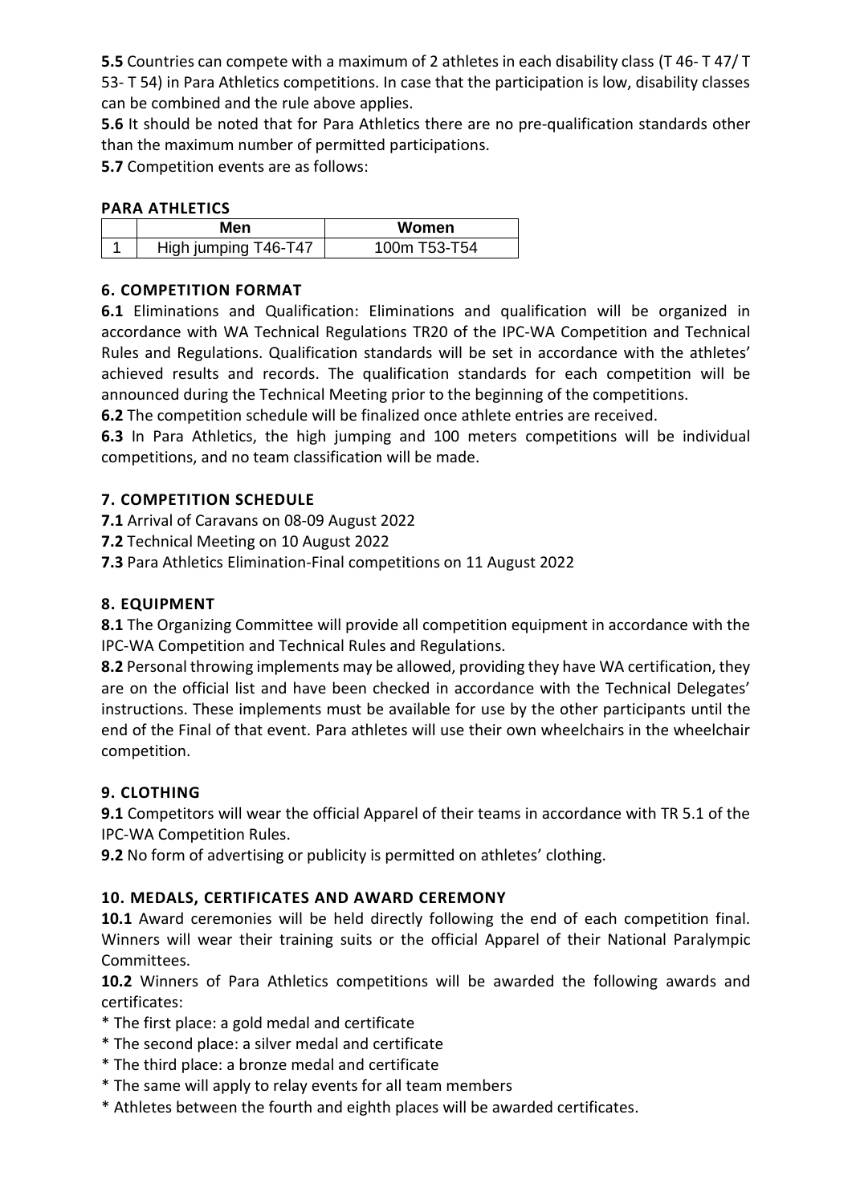**5.5** Countries can compete with a maximum of 2 athletes in each disability class (T 46- T 47/ T 53- T 54) in Para Athletics competitions. In case that the participation is low, disability classes can be combined and the rule above applies.

**5.6** It should be noted that for Para Athletics there are no pre-qualification standards other than the maximum number of permitted participations.

**5.7** Competition events are as follows:

**PARA ATHLETICS**

| | Men | Women |
|---|---|---|
| 1 | High jumping T46-T47 | 100m T53-T54 |

### 6. COMPETITION FORMAT

**6.1** Eliminations and Qualification: Eliminations and qualification will be organized in accordance with WA Technical Regulations TR20 of the IPC-WA Competition and Technical Rules and Regulations. Qualification standards will be set in accordance with the athletes' achieved results and records. The qualification standards for each competition will be announced during the Technical Meeting prior to the beginning of the competitions.

**6.2** The competition schedule will be finalized once athlete entries are received.

**6.3** In Para Athletics, the high jumping and 100 meters competitions will be individual competitions, and no team classification will be made.

### 7. COMPETITION SCHEDULE

**7.1** Arrival of Caravans on 08-09 August 2022

**7.2** Technical Meeting on 10 August 2022

**7.3** Para Athletics Elimination-Final competitions on 11 August 2022

### 8. EQUIPMENT

**8.1** The Organizing Committee will provide all competition equipment in accordance with the IPC-WA Competition and Technical Rules and Regulations.

**8.2** Personal throwing implements may be allowed, providing they have WA certification, they are on the official list and have been checked in accordance with the Technical Delegates' instructions. These implements must be available for use by the other participants until the end of the Final of that event. Para athletes will use their own wheelchairs in the wheelchair competition.

### 9. CLOTHING

**9.1** Competitors will wear the official Apparel of their teams in accordance with TR 5.1 of the IPC-WA Competition Rules.

**9.2** No form of advertising or publicity is permitted on athletes' clothing.

### 10. MEDALS, CERTIFICATES AND AWARD CEREMONY

**10.1** Award ceremonies will be held directly following the end of each competition final. Winners will wear their training suits or the official Apparel of their National Paralympic Committees.

**10.2** Winners of Para Athletics competitions will be awarded the following awards and certificates:

* The first place: a gold medal and certificate
* The second place: a silver medal and certificate
* The third place: a bronze medal and certificate
* The same will apply to relay events for all team members
* Athletes between the fourth and eighth places will be awarded certificates.